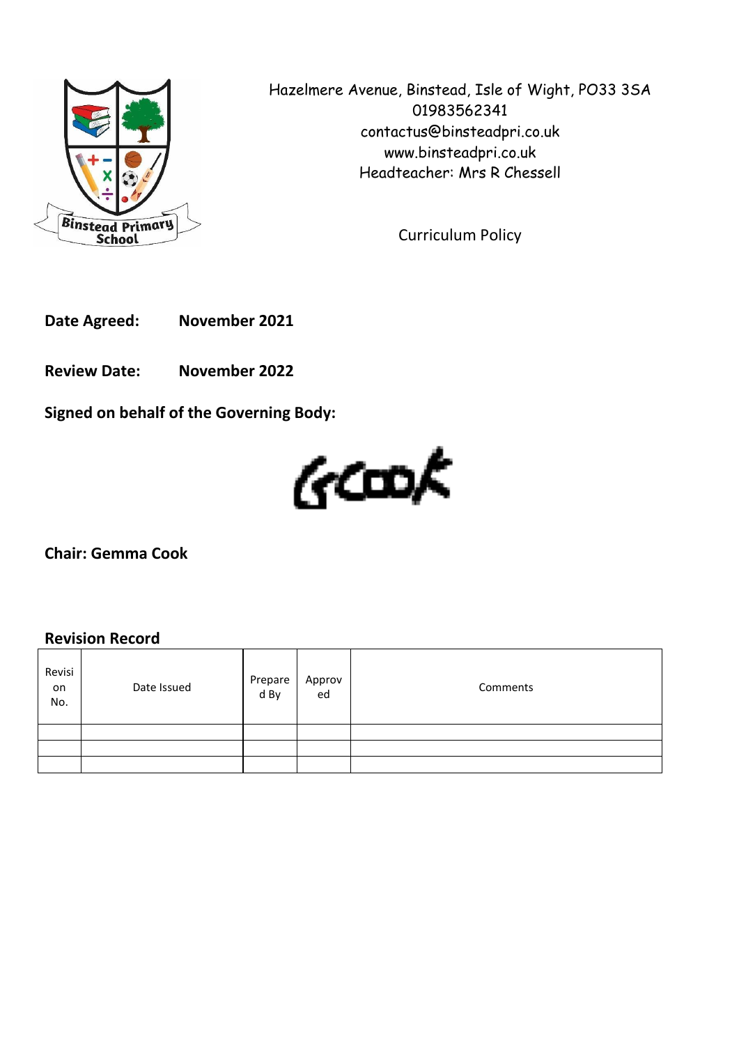Hazelmere Avenue, Binstead, Isle of Wight, PO33 3SA
01983562341
contactus@binsteadpri.co.uk
www.binsteadpri.co.uk
Headteacher: Mrs R Chessell

Curriculum Policy

**Date Agreed:** **November 2021**

**Review Date:** **November 2022**

**Signed on behalf of the Governing Body:**

GCook

**Chair: Gemma Cook**

## Revision Record

| Revision No. | Date Issued | Prepared By | Approved | Comments |
| --- | --- | --- | --- | --- |
| | | | | |
| | | | | |
| | | | | |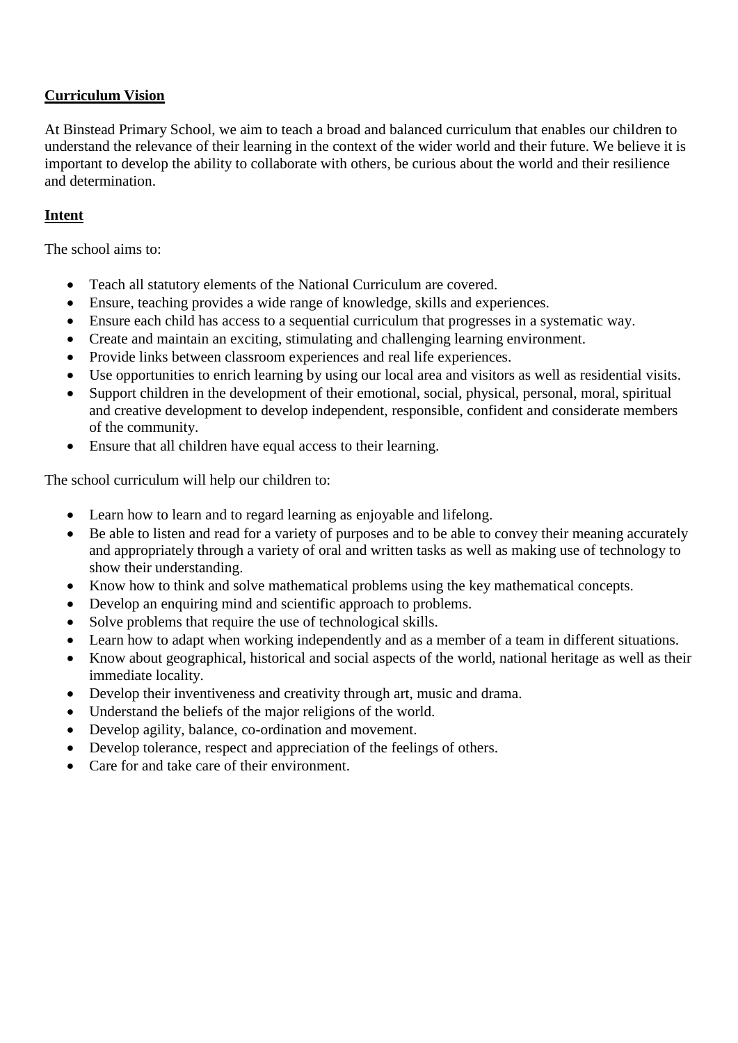**Curriculum Vision**

At Binstead Primary School, we aim to teach a broad and balanced curriculum that enables our children to understand the relevance of their learning in the context of the wider world and their future. We believe it is important to develop the ability to collaborate with others, be curious about the world and their resilience and determination.

**Intent**

The school aims to:

- Teach all statutory elements of the National Curriculum are covered.
- Ensure, teaching provides a wide range of knowledge, skills and experiences.
- Ensure each child has access to a sequential curriculum that progresses in a systematic way.
- Create and maintain an exciting, stimulating and challenging learning environment.
- Provide links between classroom experiences and real life experiences.
- Use opportunities to enrich learning by using our local area and visitors as well as residential visits.
- Support children in the development of their emotional, social, physical, personal, moral, spiritual and creative development to develop independent, responsible, confident and considerate members of the community.
- Ensure that all children have equal access to their learning.

The school curriculum will help our children to:

- Learn how to learn and to regard learning as enjoyable and lifelong.
- Be able to listen and read for a variety of purposes and to be able to convey their meaning accurately and appropriately through a variety of oral and written tasks as well as making use of technology to show their understanding.
- Know how to think and solve mathematical problems using the key mathematical concepts.
- Develop an enquiring mind and scientific approach to problems.
- Solve problems that require the use of technological skills.
- Learn how to adapt when working independently and as a member of a team in different situations.
- Know about geographical, historical and social aspects of the world, national heritage as well as their immediate locality.
- Develop their inventiveness and creativity through art, music and drama.
- Understand the beliefs of the major religions of the world.
- Develop agility, balance, co-ordination and movement.
- Develop tolerance, respect and appreciation of the feelings of others.
- Care for and take care of their environment.